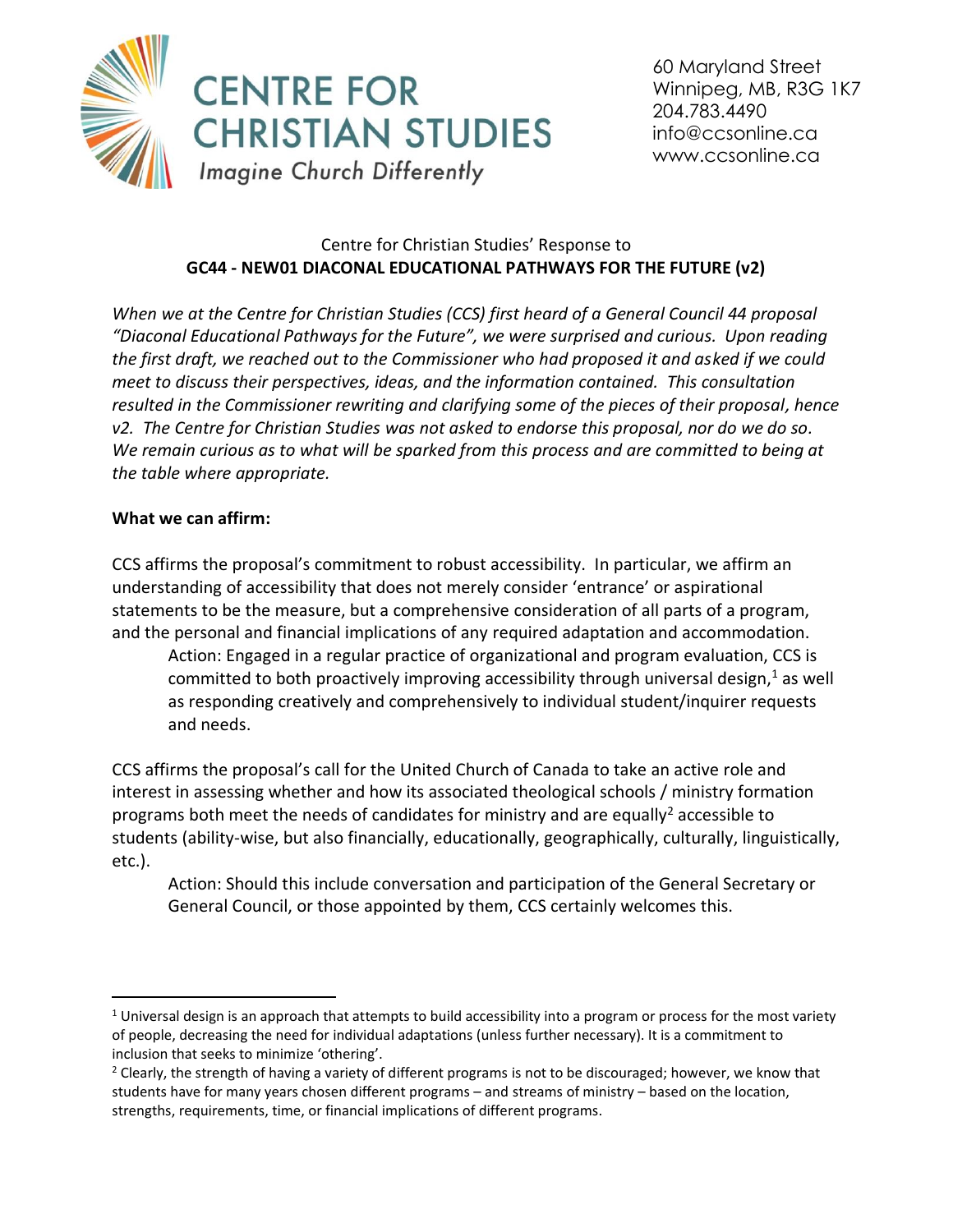# CENTRE FOR CHRISTIAN STUDIES

*Imagine Church Differently*

60 Maryland Street
Winnipeg, MB, R3G 1K7
204.783.4490
info@ccsonline.ca
www.ccsonline.ca

Centre for Christian Studies' Response to

**GC44 - NEW01 DIACONAL EDUCATIONAL PATHWAYS FOR THE FUTURE (v2)**

*When we at the Centre for Christian Studies (CCS) first heard of a General Council 44 proposal "Diaconal Educational Pathways for the Future", we were surprised and curious. Upon reading the first draft, we reached out to the Commissioner who had proposed it and asked if we could meet to discuss their perspectives, ideas, and the information contained. This consultation resulted in the Commissioner rewriting and clarifying some of the pieces of their proposal, hence v2. The Centre for Christian Studies was not asked to endorse this proposal, nor do we do so. We remain curious as to what will be sparked from this process and are committed to being at the table where appropriate.*

**What we can affirm:**

CCS affirms the proposal's commitment to robust accessibility. In particular, we affirm an understanding of accessibility that does not merely consider 'entrance' or aspirational statements to be the measure, but a comprehensive consideration of all parts of a program, and the personal and financial implications of any required adaptation and accommodation.

> Action: Engaged in a regular practice of organizational and program evaluation, CCS is committed to both proactively improving accessibility through universal design,[1] as well as responding creatively and comprehensively to individual student/inquirer requests and needs.

CCS affirms the proposal's call for the United Church of Canada to take an active role and interest in assessing whether and how its associated theological schools / ministry formation programs both meet the needs of candidates for ministry and are equally[2] accessible to students (ability-wise, but also financially, educationally, geographically, culturally, linguistically, etc.).

> Action: Should this include conversation and participation of the General Secretary or General Council, or those appointed by them, CCS certainly welcomes this.

---

[1] Universal design is an approach that attempts to build accessibility into a program or process for the most variety of people, decreasing the need for individual adaptations (unless further necessary). It is a commitment to inclusion that seeks to minimize 'othering'.

[2] Clearly, the strength of having a variety of different programs is not to be discouraged; however, we know that students have for many years chosen different programs – and streams of ministry – based on the location, strengths, requirements, time, or financial implications of different programs.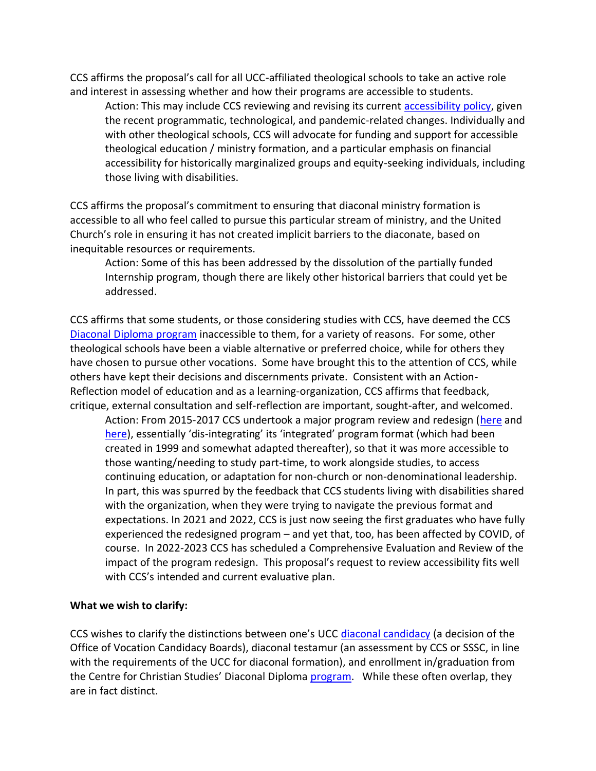CCS affirms the proposal's call for all UCC-affiliated theological schools to take an active role and interest in assessing whether and how their programs are accessible to students.

> Action: This may include CCS reviewing and revising its current accessibility policy, given the recent programmatic, technological, and pandemic-related changes. Individually and with other theological schools, CCS will advocate for funding and support for accessible theological education / ministry formation, and a particular emphasis on financial accessibility for historically marginalized groups and equity-seeking individuals, including those living with disabilities.

CCS affirms the proposal's commitment to ensuring that diaconal ministry formation is accessible to all who feel called to pursue this particular stream of ministry, and the United Church's role in ensuring it has not created implicit barriers to the diaconate, based on inequitable resources or requirements.

> Action: Some of this has been addressed by the dissolution of the partially funded Internship program, though there are likely other historical barriers that could yet be addressed.

CCS affirms that some students, or those considering studies with CCS, have deemed the CCS Diaconal Diploma program inaccessible to them, for a variety of reasons. For some, other theological schools have been a viable alternative or preferred choice, while for others they have chosen to pursue other vocations. Some have brought this to the attention of CCS, while others have kept their decisions and discernments private. Consistent with an Action-Reflection model of education and as a learning-organization, CCS affirms that feedback, critique, external consultation and self-reflection are important, sought-after, and welcomed.

> Action: From 2015-2017 CCS undertook a major program review and redesign (here and here), essentially 'dis-integrating' its 'integrated' program format (which had been created in 1999 and somewhat adapted thereafter), so that it was more accessible to those wanting/needing to study part-time, to work alongside studies, to access continuing education, or adaptation for non-church or non-denominational leadership. In part, this was spurred by the feedback that CCS students living with disabilities shared with the organization, when they were trying to navigate the previous format and expectations. In 2021 and 2022, CCS is just now seeing the first graduates who have fully experienced the redesigned program – and yet that, too, has been affected by COVID, of course. In 2022-2023 CCS has scheduled a Comprehensive Evaluation and Review of the impact of the program redesign. This proposal's request to review accessibility fits well with CCS's intended and current evaluative plan.

**What we wish to clarify:**

CCS wishes to clarify the distinctions between one's UCC diaconal candidacy (a decision of the Office of Vocation Candidacy Boards), diaconal testamur (an assessment by CCS or SSSC, in line with the requirements of the UCC for diaconal formation), and enrollment in/graduation from the Centre for Christian Studies' Diaconal Diploma program. While these often overlap, they are in fact distinct.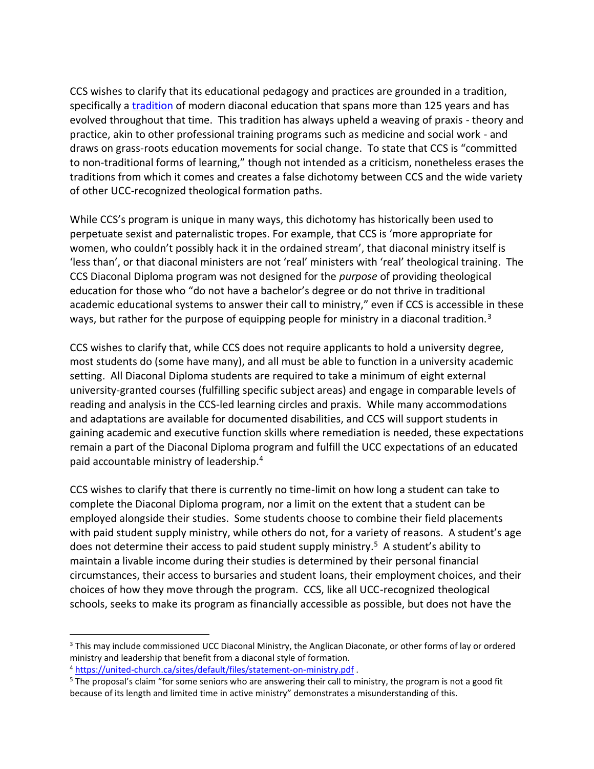CCS wishes to clarify that its educational pedagogy and practices are grounded in a tradition, specifically a tradition of modern diaconal education that spans more than 125 years and has evolved throughout that time. This tradition has always upheld a weaving of praxis - theory and practice, akin to other professional training programs such as medicine and social work - and draws on grass-roots education movements for social change. To state that CCS is "committed to non-traditional forms of learning," though not intended as a criticism, nonetheless erases the traditions from which it comes and creates a false dichotomy between CCS and the wide variety of other UCC-recognized theological formation paths.

While CCS's program is unique in many ways, this dichotomy has historically been used to perpetuate sexist and paternalistic tropes. For example, that CCS is 'more appropriate for women, who couldn't possibly hack it in the ordained stream', that diaconal ministry itself is 'less than', or that diaconal ministers are not 'real' ministers with 'real' theological training. The CCS Diaconal Diploma program was not designed for the *purpose* of providing theological education for those who "do not have a bachelor's degree or do not thrive in traditional academic educational systems to answer their call to ministry," even if CCS is accessible in these ways, but rather for the purpose of equipping people for ministry in a diaconal tradition.[3]

CCS wishes to clarify that, while CCS does not require applicants to hold a university degree, most students do (some have many), and all must be able to function in a university academic setting. All Diaconal Diploma students are required to take a minimum of eight external university-granted courses (fulfilling specific subject areas) and engage in comparable levels of reading and analysis in the CCS-led learning circles and praxis. While many accommodations and adaptations are available for documented disabilities, and CCS will support students in gaining academic and executive function skills where remediation is needed, these expectations remain a part of the Diaconal Diploma program and fulfill the UCC expectations of an educated paid accountable ministry of leadership.[4]

CCS wishes to clarify that there is currently no time-limit on how long a student can take to complete the Diaconal Diploma program, nor a limit on the extent that a student can be employed alongside their studies. Some students choose to combine their field placements with paid student supply ministry, while others do not, for a variety of reasons. A student's age does not determine their access to paid student supply ministry.[5] A student's ability to maintain a livable income during their studies is determined by their personal financial circumstances, their access to bursaries and student loans, their employment choices, and their choices of how they move through the program. CCS, like all UCC-recognized theological schools, seeks to make its program as financially accessible as possible, but does not have the

---

[3] This may include commissioned UCC Diaconal Ministry, the Anglican Diaconate, or other forms of lay or ordered ministry and leadership that benefit from a diaconal style of formation.

[4] https://united-church.ca/sites/default/files/statement-on-ministry.pdf .

[5] The proposal's claim "for some seniors who are answering their call to ministry, the program is not a good fit because of its length and limited time in active ministry" demonstrates a misunderstanding of this.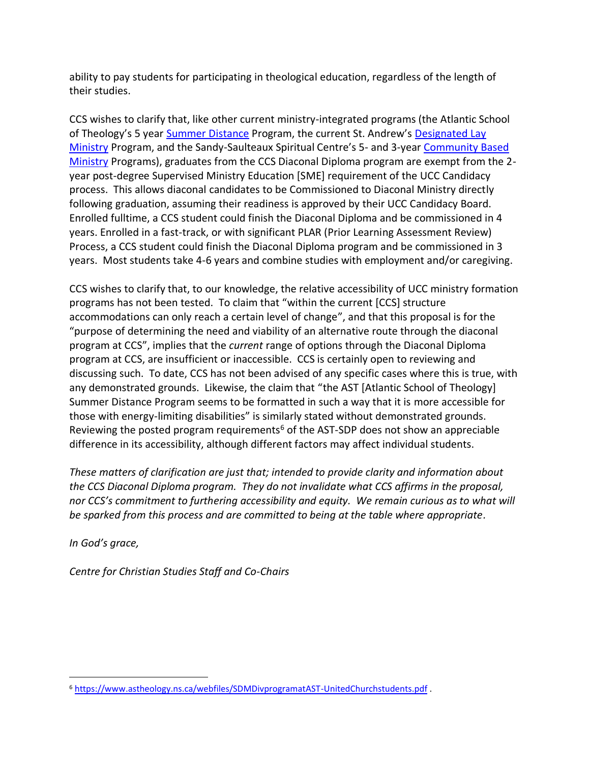ability to pay students for participating in theological education, regardless of the length of their studies.

CCS wishes to clarify that, like other current ministry-integrated programs (the Atlantic School of Theology's 5 year Summer Distance Program, the current St. Andrew's Designated Lay Ministry Program, and the Sandy-Saulteaux Spiritual Centre's 5- and 3-year Community Based Ministry Programs), graduates from the CCS Diaconal Diploma program are exempt from the 2-year post-degree Supervised Ministry Education [SME] requirement of the UCC Candidacy process. This allows diaconal candidates to be Commissioned to Diaconal Ministry directly following graduation, assuming their readiness is approved by their UCC Candidacy Board. Enrolled fulltime, a CCS student could finish the Diaconal Diploma and be commissioned in 4 years. Enrolled in a fast-track, or with significant PLAR (Prior Learning Assessment Review) Process, a CCS student could finish the Diaconal Diploma program and be commissioned in 3 years. Most students take 4-6 years and combine studies with employment and/or caregiving.

CCS wishes to clarify that, to our knowledge, the relative accessibility of UCC ministry formation programs has not been tested. To claim that "within the current [CCS] structure accommodations can only reach a certain level of change", and that this proposal is for the "purpose of determining the need and viability of an alternative route through the diaconal program at CCS", implies that the *current* range of options through the Diaconal Diploma program at CCS, are insufficient or inaccessible. CCS is certainly open to reviewing and discussing such. To date, CCS has not been advised of any specific cases where this is true, with any demonstrated grounds. Likewise, the claim that "the AST [Atlantic School of Theology] Summer Distance Program seems to be formatted in such a way that it is more accessible for those with energy-limiting disabilities" is similarly stated without demonstrated grounds. Reviewing the posted program requirements[6] of the AST-SDP does not show an appreciable difference in its accessibility, although different factors may affect individual students.

*These matters of clarification are just that; intended to provide clarity and information about the CCS Diaconal Diploma program. They do not invalidate what CCS affirms in the proposal, nor CCS's commitment to furthering accessibility and equity. We remain curious as to what will be sparked from this process and are committed to being at the table where appropriate.*

*In God's grace,*

*Centre for Christian Studies Staff and Co-Chairs*

---

[6] https://www.astheology.ns.ca/webfiles/SDMDivprogramatAST-UnitedChurchstudents.pdf .